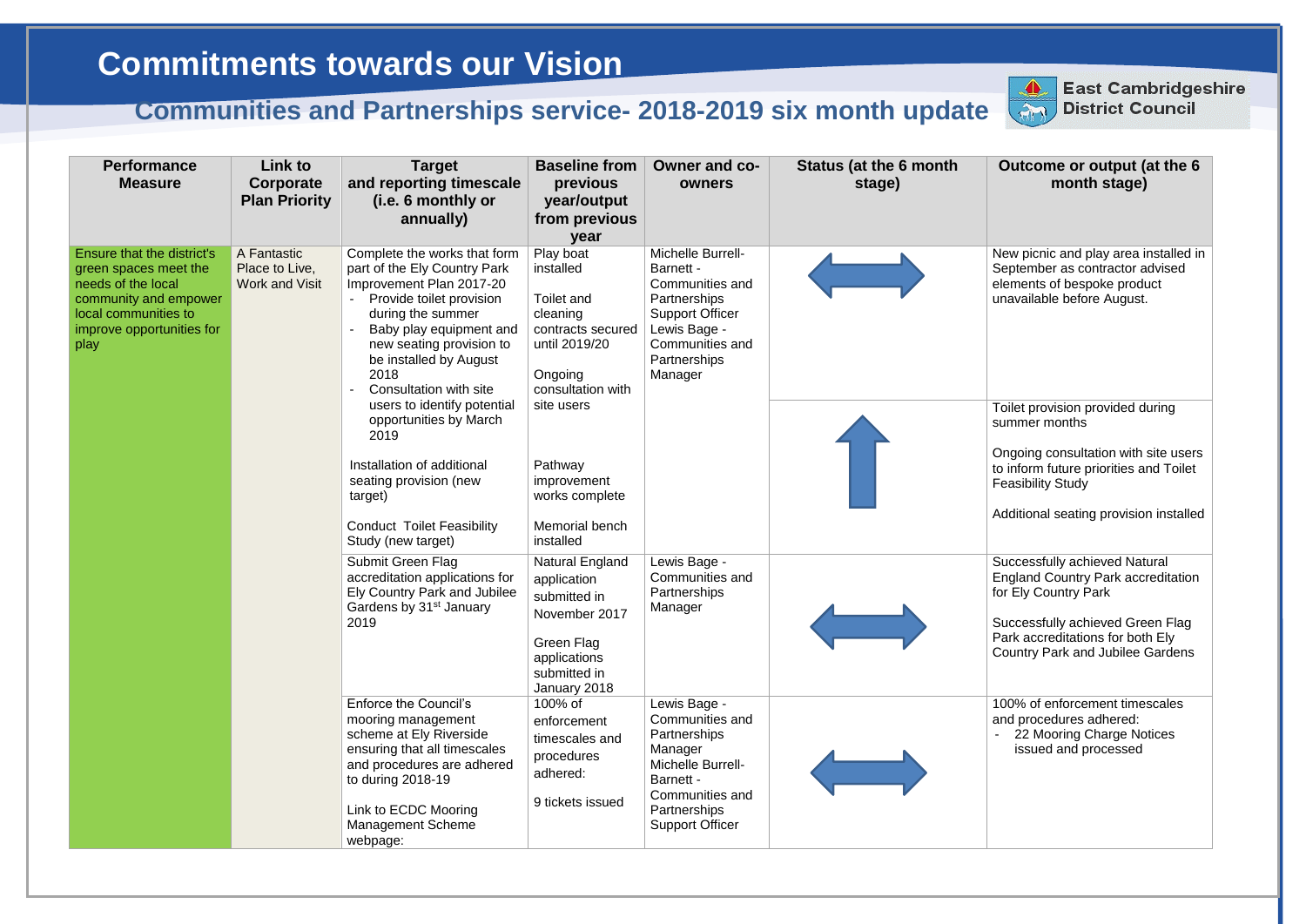# Commitments towards our Vision

## Communities and Partnerships service- 2018-2019 six month update

East Cambridgeshire District Council

| Performance Measure | Link to Corporate Plan Priority | Target and reporting timescale (i.e. 6 monthly or annually) | Baseline from previous year/output from previous year | Owner and co-owners | Status (at the 6 month stage) | Outcome or output (at the 6 month stage) |
|---|---|---|---|---|---|---|
| Ensure that the district's green spaces meet the needs of the local community and empower local communities to improve opportunities for play | A Fantastic Place to Live, Work and Visit | Complete the works that form part of the Ely Country Park Improvement Plan 2017-20<br>- Provide toilet provision during the summer<br>- Baby play equipment and new seating provision to be installed by August 2018<br>- Consultation with site users to identify potential opportunities by March 2019 | Play boat installed<br><br>Toilet and cleaning contracts secured until 2019/20<br><br>Ongoing consultation with site users | Michelle Burrell-Barnett - Communities and Partnerships Support Officer<br>Lewis Bage - Communities and Partnerships Manager | ⟷ | New picnic and play area installed in September as contractor advised elements of bespoke product unavailable before August. |
| | | Installation of additional seating provision (new target)<br><br>Conduct Toilet Feasibility Study (new target) | Pathway improvement works complete<br><br>Memorial bench installed | | ↑ | Toilet provision provided during summer months<br><br>Ongoing consultation with site users to inform future priorities and Toilet Feasibility Study<br><br>Additional seating provision installed |
| | | Submit Green Flag accreditation applications for Ely Country Park and Jubilee Gardens by 31st January 2019 | Natural England application submitted in November 2017<br><br>Green Flag applications submitted in January 2018 | Lewis Bage - Communities and Partnerships Manager | ⟷ | Successfully achieved Natural England Country Park accreditation for Ely Country Park<br><br>Successfully achieved Green Flag Park accreditations for both Ely Country Park and Jubilee Gardens |
| | | Enforce the Council's mooring management scheme at Ely Riverside ensuring that all timescales and procedures are adhered to during 2018-19<br><br>Link to ECDC Mooring Management Scheme webpage: | 100% of enforcement timescales and procedures adhered:<br><br>9 tickets issued | Lewis Bage - Communities and Partnerships Manager<br>Michelle Burrell-Barnett - Communities and Partnerships Support Officer | ⟷ | 100% of enforcement timescales and procedures adhered:<br>- 22 Mooring Charge Notices issued and processed |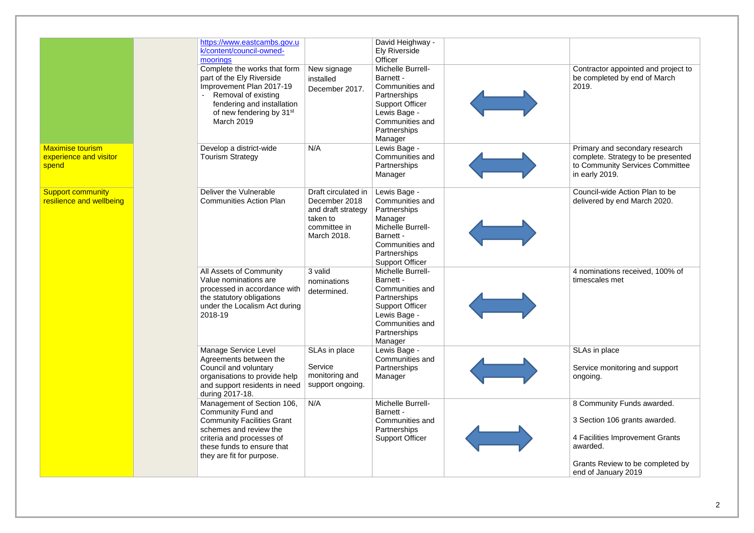| | | | | | | |
|---|---|---|---|---|---|---|
| | | https://www.eastcambs.gov.uk/content/council-owned-moorings | | David Heighway - Ely Riverside Officer | | |
| | | Complete the works that form part of the Ely Riverside Improvement Plan 2017-19 - Removal of existing fendering and installation of new fendering by 31st March 2019 | New signage installed December 2017. | Michelle Burrell-Barnett - Communities and Partnerships Support Officer Lewis Bage - Communities and Partnerships Manager | ⟺ | Contractor appointed and project to be completed by end of March 2019. |
| Maximise tourism experience and visitor spend | | Develop a district-wide Tourism Strategy | N/A | Lewis Bage - Communities and Partnerships Manager | ⟺ | Primary and secondary research complete. Strategy to be presented to Community Services Committee in early 2019. |
| Support community resilience and wellbeing | | Deliver the Vulnerable Communities Action Plan | Draft circulated in December 2018 and draft strategy taken to committee in March 2018. | Lewis Bage - Communities and Partnerships Manager Michelle Burrell-Barnett - Communities and Partnerships Support Officer | ⟺ | Council-wide Action Plan to be delivered by end March 2020. |
| | | All Assets of Community Value nominations are processed in accordance with the statutory obligations under the Localism Act during 2018-19 | 3 valid nominations determined. | Michelle Burrell-Barnett - Communities and Partnerships Support Officer Lewis Bage - Communities and Partnerships Manager | ⟺ | 4 nominations received, 100% of timescales met |
| | | Manage Service Level Agreements between the Council and voluntary organisations to provide help and support residents in need during 2017-18. | SLAs in place<br><br>Service monitoring and support ongoing. | Lewis Bage - Communities and Partnerships Manager | ⟺ | SLAs in place<br><br>Service monitoring and support ongoing. |
| | | Management of Section 106, Community Fund and Community Facilities Grant schemes and review the criteria and processes of these funds to ensure that they are fit for purpose. | N/A | Michelle Burrell-Barnett - Communities and Partnerships Support Officer | ⟺ | 8 Community Funds awarded.<br><br>3 Section 106 grants awarded.<br><br>4 Facilities Improvement Grants awarded.<br><br>Grants Review to be completed by end of January 2019 |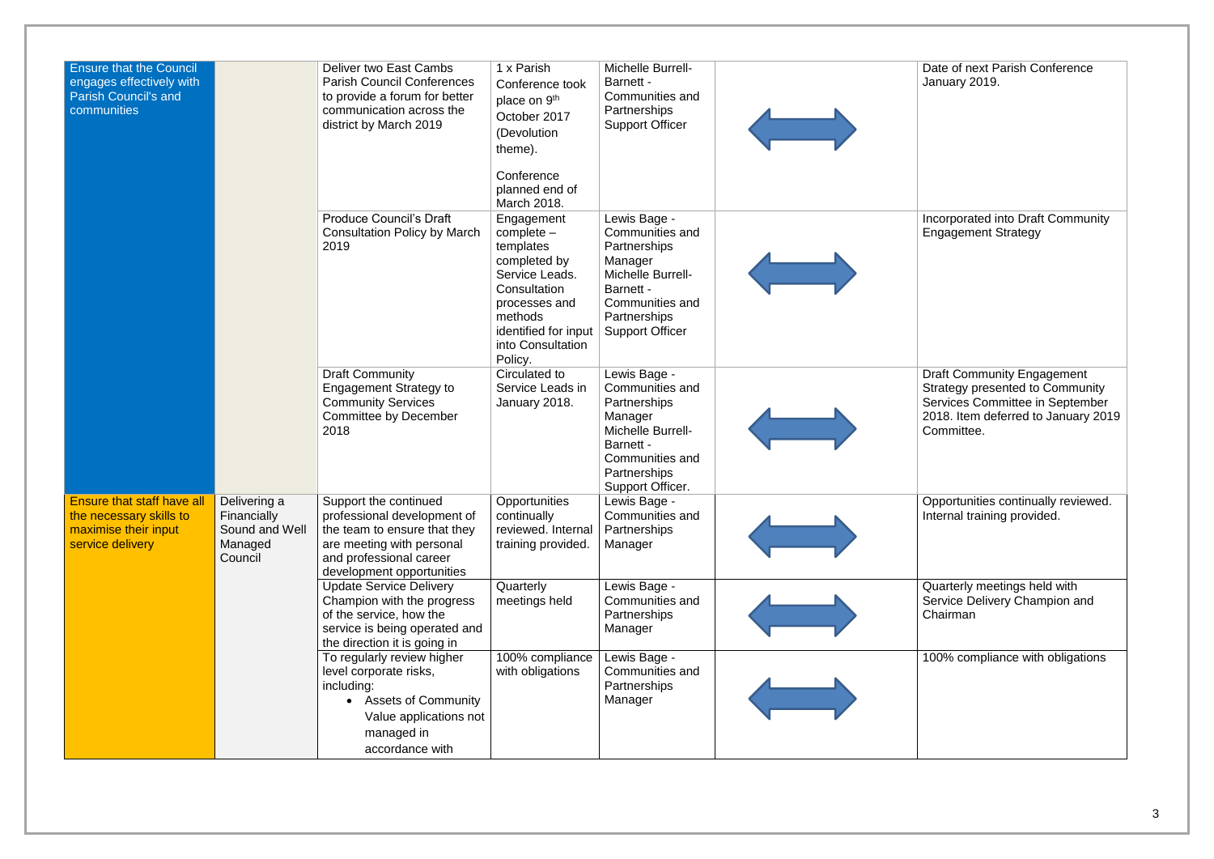| | | | | | | |
|---|---|---|---|---|---|---|
| Ensure that the Council engages effectively with Parish Council's and communities | | Deliver two East Cambs Parish Council Conferences to provide a forum for better communication across the district by March 2019 | 1 x Parish Conference took place on 9th October 2017 (Devolution theme).<br><br>Conference planned end of March 2018. | Michelle Burrell-Barnett - Communities and Partnerships Support Officer | ⟺ | Date of next Parish Conference January 2019. |
| | | Produce Council's Draft Consultation Policy by March 2019 | Engagement complete – templates completed by Service Leads. Consultation processes and methods identified for input into Consultation Policy. | Lewis Bage - Communities and Partnerships Manager Michelle Burrell-Barnett - Communities and Partnerships Support Officer | ⟺ | Incorporated into Draft Community Engagement Strategy |
| | | Draft Community Engagement Strategy to Community Services Committee by December 2018 | Circulated to Service Leads in January 2018. | Lewis Bage - Communities and Partnerships Manager Michelle Burrell-Barnett - Communities and Partnerships Support Officer. | ⟺ | Draft Community Engagement Strategy presented to Community Services Committee in September 2018. Item deferred to January 2019 Committee. |
| Ensure that staff have all the necessary skills to maximise their input service delivery | Delivering a Financially Sound and Well Managed Council | Support the continued professional development of the team to ensure that they are meeting with personal and professional career development opportunities | Opportunities continually reviewed. Internal training provided. | Lewis Bage - Communities and Partnerships Manager | ⟺ | Opportunities continually reviewed. Internal training provided. |
| | | Update Service Delivery Champion with the progress of the service, how the service is being operated and the direction it is going in | Quarterly meetings held | Lewis Bage - Communities and Partnerships Manager | ⟺ | Quarterly meetings held with Service Delivery Champion and Chairman |
| | | To regularly review higher level corporate risks, including:<br>• Assets of Community Value applications not managed in accordance with | 100% compliance with obligations | Lewis Bage - Communities and Partnerships Manager | ⟺ | 100% compliance with obligations |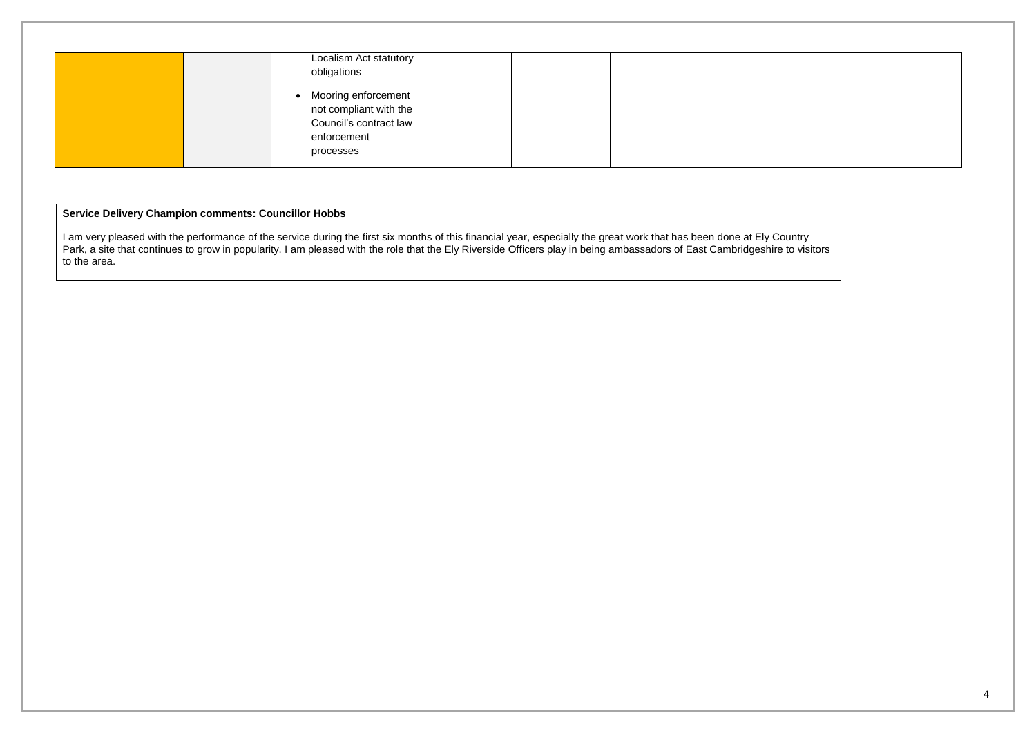| | | | | | | |
|---|---|---|---|---|---|---|
| | | Localism Act statutory obligations<br><br>• Mooring enforcement not compliant with the Council's contract law enforcement processes | | | | |

**Service Delivery Champion comments: Councillor Hobbs**

I am very pleased with the performance of the service during the first six months of this financial year, especially the great work that has been done at Ely Country Park, a site that continues to grow in popularity. I am pleased with the role that the Ely Riverside Officers play in being ambassadors of East Cambridgeshire to visitors to the area.